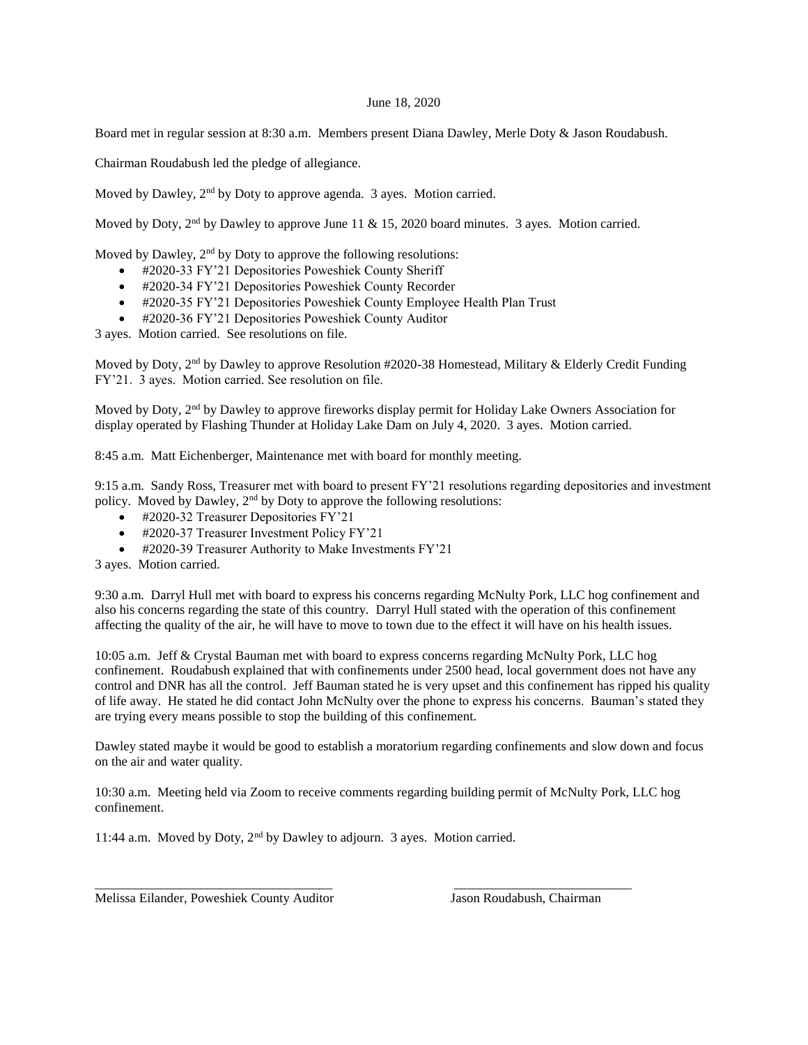June 18, 2020

Board met in regular session at 8:30 a.m. Members present Diana Dawley, Merle Doty & Jason Roudabush.

Chairman Roudabush led the pledge of allegiance.

Moved by Dawley, 2nd by Doty to approve agenda. 3 ayes. Motion carried.

Moved by Doty, 2nd by Dawley to approve June 11 & 15, 2020 board minutes. 3 ayes. Motion carried.

Moved by Dawley, 2nd by Doty to approve the following resolutions:

- #2020-33 FY'21 Depositories Poweshiek County Sheriff
- #2020-34 FY'21 Depositories Poweshiek County Recorder
- #2020-35 FY'21 Depositories Poweshiek County Employee Health Plan Trust
- #2020-36 FY'21 Depositories Poweshiek County Auditor

3 ayes. Motion carried. See resolutions on file.

Moved by Doty, 2nd by Dawley to approve Resolution #2020-38 Homestead, Military & Elderly Credit Funding FY'21. 3 ayes. Motion carried. See resolution on file.

Moved by Doty, 2nd by Dawley to approve fireworks display permit for Holiday Lake Owners Association for display operated by Flashing Thunder at Holiday Lake Dam on July 4, 2020. 3 ayes. Motion carried.

8:45 a.m. Matt Eichenberger, Maintenance met with board for monthly meeting.

9:15 a.m. Sandy Ross, Treasurer met with board to present FY'21 resolutions regarding depositories and investment policy. Moved by Dawley, 2nd by Doty to approve the following resolutions:

- #2020-32 Treasurer Depositories FY'21
- #2020-37 Treasurer Investment Policy FY'21
- #2020-39 Treasurer Authority to Make Investments FY'21

3 ayes. Motion carried.

9:30 a.m. Darryl Hull met with board to express his concerns regarding McNulty Pork, LLC hog confinement and also his concerns regarding the state of this country. Darryl Hull stated with the operation of this confinement affecting the quality of the air, he will have to move to town due to the effect it will have on his health issues.

10:05 a.m. Jeff & Crystal Bauman met with board to express concerns regarding McNulty Pork, LLC hog confinement. Roudabush explained that with confinements under 2500 head, local government does not have any control and DNR has all the control. Jeff Bauman stated he is very upset and this confinement has ripped his quality of life away. He stated he did contact John McNulty over the phone to express his concerns. Bauman's stated they are trying every means possible to stop the building of this confinement.

Dawley stated maybe it would be good to establish a moratorium regarding confinements and slow down and focus on the air and water quality.

10:30 a.m. Meeting held via Zoom to receive comments regarding building permit of McNulty Pork, LLC hog confinement.

11:44 a.m. Moved by Doty, 2nd by Dawley to adjourn. 3 ayes. Motion carried.

\_\_\_\_\_\_\_\_\_\_\_\_\_\_\_\_\_\_\_\_\_\_\_\_\_\_\_\_\_\_\_\_\_\_\_\_ \_\_\_\_\_\_\_\_\_\_\_\_\_\_\_\_\_\_\_\_\_\_\_\_\_\_\_\_

Melissa Eilander, Poweshiek County Auditor Jason Roudabush, Chairman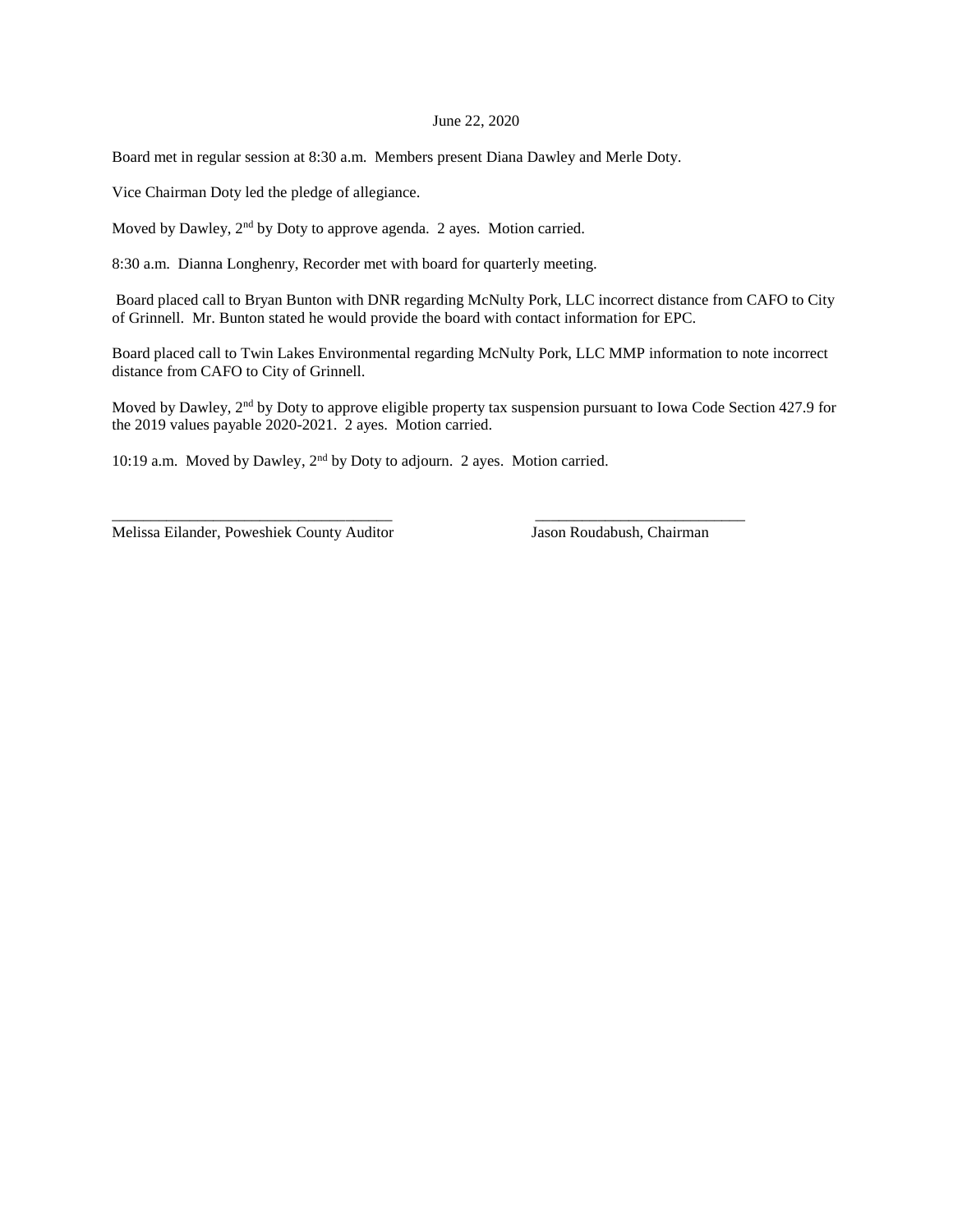June 22, 2020

Board met in regular session at 8:30 a.m. Members present Diana Dawley and Merle Doty.

Vice Chairman Doty led the pledge of allegiance.

Moved by Dawley, 2nd by Doty to approve agenda. 2 ayes. Motion carried.

8:30 a.m. Dianna Longhenry, Recorder met with board for quarterly meeting.

Board placed call to Bryan Bunton with DNR regarding McNulty Pork, LLC incorrect distance from CAFO to City of Grinnell. Mr. Bunton stated he would provide the board with contact information for EPC.

Board placed call to Twin Lakes Environmental regarding McNulty Pork, LLC MMP information to note incorrect distance from CAFO to City of Grinnell.

Moved by Dawley, 2nd by Doty to approve eligible property tax suspension pursuant to Iowa Code Section 427.9 for the 2019 values payable 2020-2021. 2 ayes. Motion carried.

10:19 a.m. Moved by Dawley, 2nd by Doty to adjourn. 2 ayes. Motion carried.

\_\_\_\_\_\_\_\_\_\_\_\_\_\_\_\_\_\_\_\_\_\_\_\_\_\_\_\_\_\_\_\_\_\_\_\_ \_\_\_\_\_\_\_\_\_\_\_\_\_\_\_\_\_\_\_\_\_\_\_\_\_\_\_

Melissa Eilander, Poweshiek County Auditor Jason Roudabush, Chairman